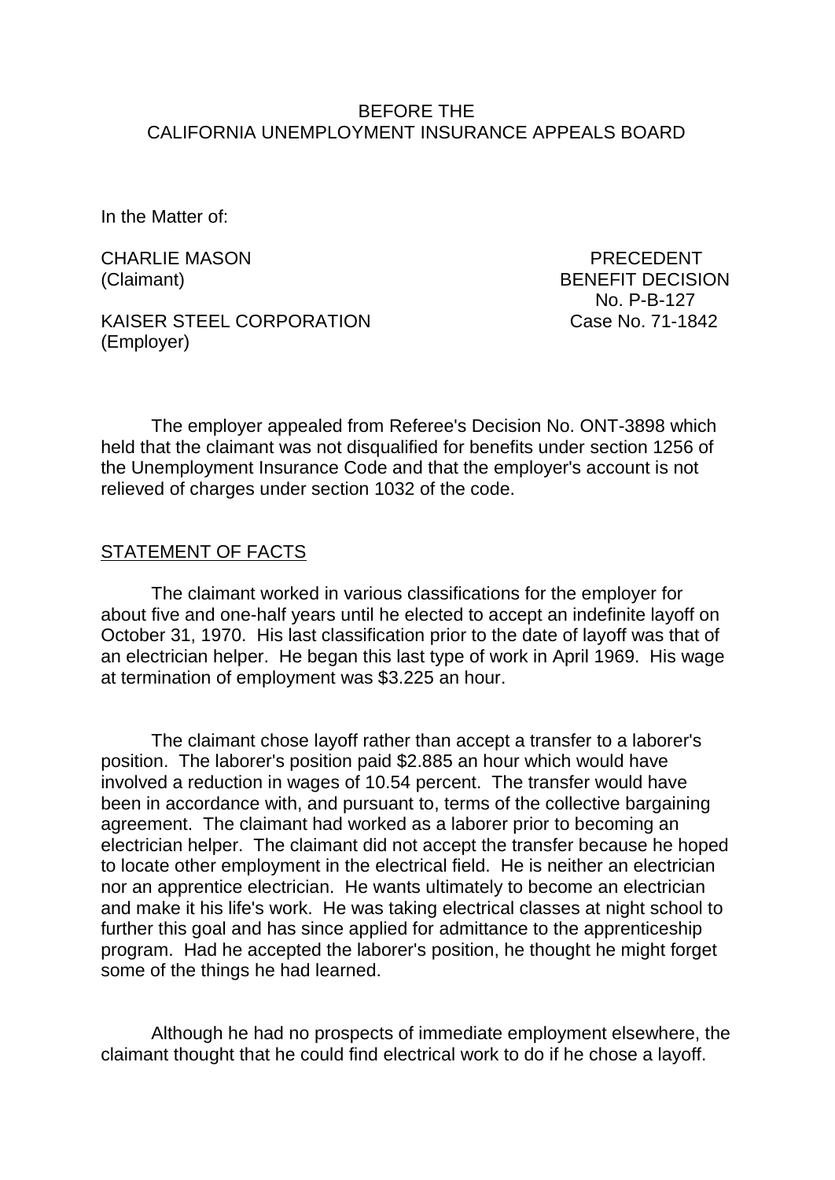BEFORE THE
CALIFORNIA UNEMPLOYMENT INSURANCE APPEALS BOARD

In the Matter of:

CHARLIE MASON
(Claimant)

KAISER STEEL CORPORATION
(Employer)

PRECEDENT
BENEFIT DECISION
No. P-B-127
Case No. 71-1842

The employer appealed from Referee's Decision No. ONT-3898 which held that the claimant was not disqualified for benefits under section 1256 of the Unemployment Insurance Code and that the employer's account is not relieved of charges under section 1032 of the code.

## STATEMENT OF FACTS

The claimant worked in various classifications for the employer for about five and one-half years until he elected to accept an indefinite layoff on October 31, 1970. His last classification prior to the date of layoff was that of an electrician helper. He began this last type of work in April 1969. His wage at termination of employment was $3.225 an hour.

The claimant chose layoff rather than accept a transfer to a laborer's position. The laborer's position paid $2.885 an hour which would have involved a reduction in wages of 10.54 percent. The transfer would have been in accordance with, and pursuant to, terms of the collective bargaining agreement. The claimant had worked as a laborer prior to becoming an electrician helper. The claimant did not accept the transfer because he hoped to locate other employment in the electrical field. He is neither an electrician nor an apprentice electrician. He wants ultimately to become an electrician and make it his life's work. He was taking electrical classes at night school to further this goal and has since applied for admittance to the apprenticeship program. Had he accepted the laborer's position, he thought he might forget some of the things he had learned.

Although he had no prospects of immediate employment elsewhere, the claimant thought that he could find electrical work to do if he chose a layoff.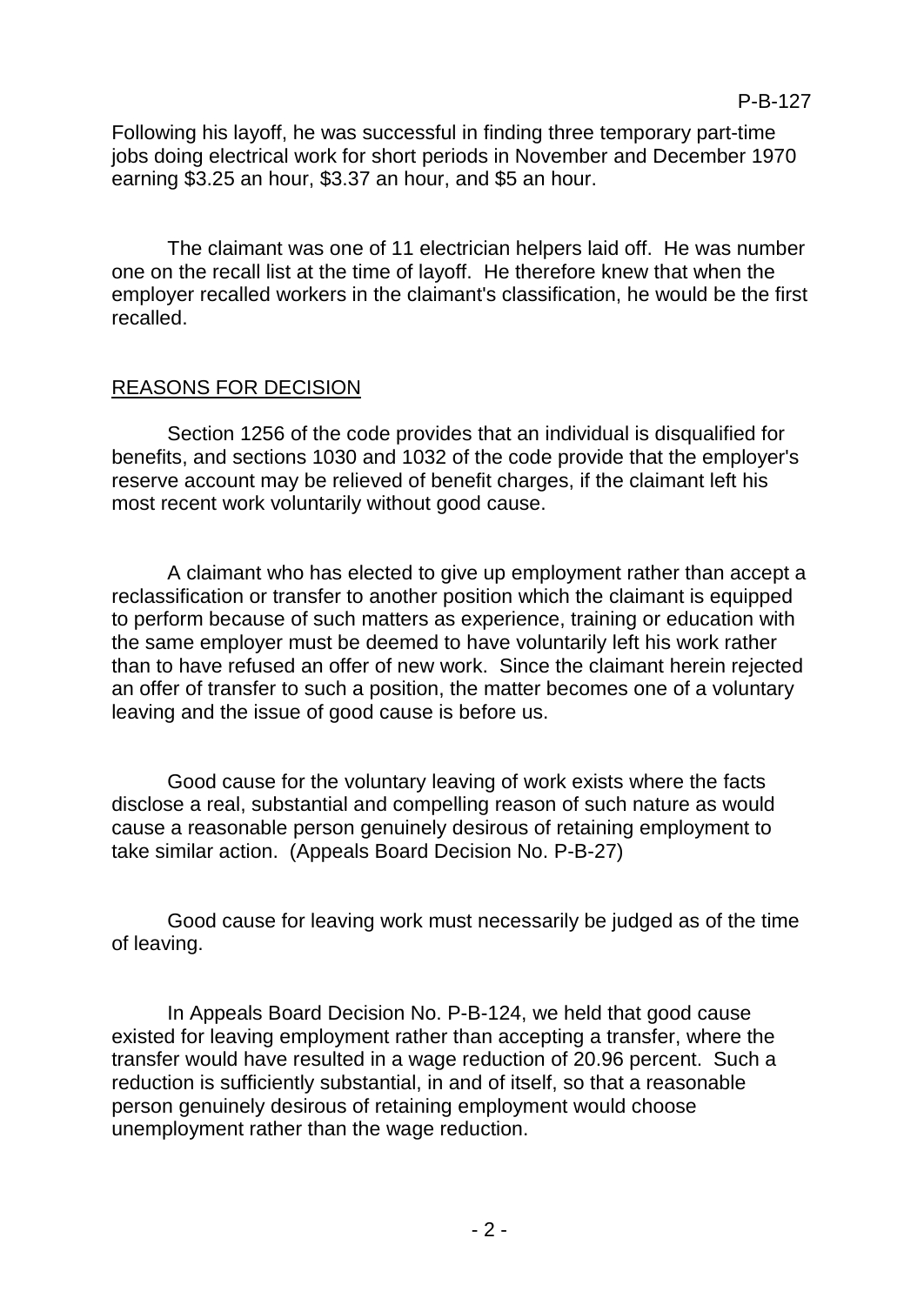Following his layoff, he was successful in finding three temporary part-time jobs doing electrical work for short periods in November and December 1970 earning $3.25 an hour, $3.37 an hour, and $5 an hour.

The claimant was one of 11 electrician helpers laid off. He was number one on the recall list at the time of layoff. He therefore knew that when the employer recalled workers in the claimant's classification, he would be the first recalled.

## REASONS FOR DECISION

Section 1256 of the code provides that an individual is disqualified for benefits, and sections 1030 and 1032 of the code provide that the employer's reserve account may be relieved of benefit charges, if the claimant left his most recent work voluntarily without good cause.

A claimant who has elected to give up employment rather than accept a reclassification or transfer to another position which the claimant is equipped to perform because of such matters as experience, training or education with the same employer must be deemed to have voluntarily left his work rather than to have refused an offer of new work. Since the claimant herein rejected an offer of transfer to such a position, the matter becomes one of a voluntary leaving and the issue of good cause is before us.

Good cause for the voluntary leaving of work exists where the facts disclose a real, substantial and compelling reason of such nature as would cause a reasonable person genuinely desirous of retaining employment to take similar action. (Appeals Board Decision No. P-B-27)

Good cause for leaving work must necessarily be judged as of the time of leaving.

In Appeals Board Decision No. P-B-124, we held that good cause existed for leaving employment rather than accepting a transfer, where the transfer would have resulted in a wage reduction of 20.96 percent. Such a reduction is sufficiently substantial, in and of itself, so that a reasonable person genuinely desirous of retaining employment would choose unemployment rather than the wage reduction.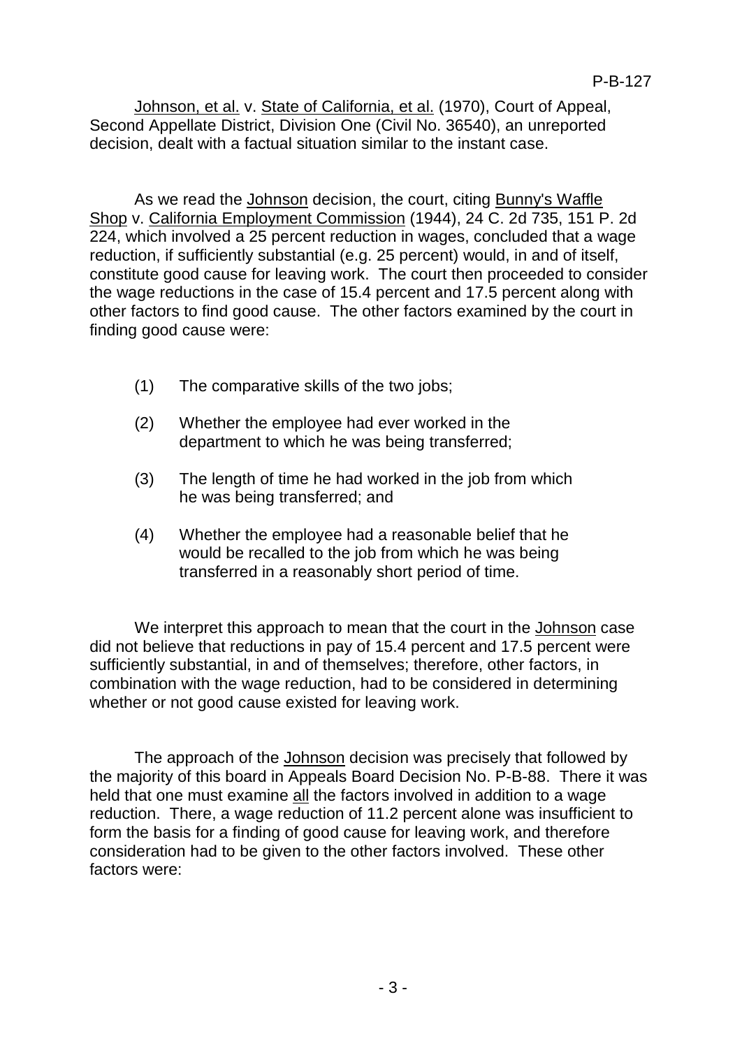Johnson, et al. v. State of California, et al. (1970), Court of Appeal, Second Appellate District, Division One (Civil No. 36540), an unreported decision, dealt with a factual situation similar to the instant case.

As we read the Johnson decision, the court, citing Bunny's Waffle Shop v. California Employment Commission (1944), 24 C. 2d 735, 151 P. 2d 224, which involved a 25 percent reduction in wages, concluded that a wage reduction, if sufficiently substantial (e.g. 25 percent) would, in and of itself, constitute good cause for leaving work. The court then proceeded to consider the wage reductions in the case of 15.4 percent and 17.5 percent along with other factors to find good cause. The other factors examined by the court in finding good cause were:

(1) The comparative skills of the two jobs;

(2) Whether the employee had ever worked in the department to which he was being transferred;

(3) The length of time he had worked in the job from which he was being transferred; and

(4) Whether the employee had a reasonable belief that he would be recalled to the job from which he was being transferred in a reasonably short period of time.

We interpret this approach to mean that the court in the Johnson case did not believe that reductions in pay of 15.4 percent and 17.5 percent were sufficiently substantial, in and of themselves; therefore, other factors, in combination with the wage reduction, had to be considered in determining whether or not good cause existed for leaving work.

The approach of the Johnson decision was precisely that followed by the majority of this board in Appeals Board Decision No. P-B-88. There it was held that one must examine all the factors involved in addition to a wage reduction. There, a wage reduction of 11.2 percent alone was insufficient to form the basis for a finding of good cause for leaving work, and therefore consideration had to be given to the other factors involved. These other factors were: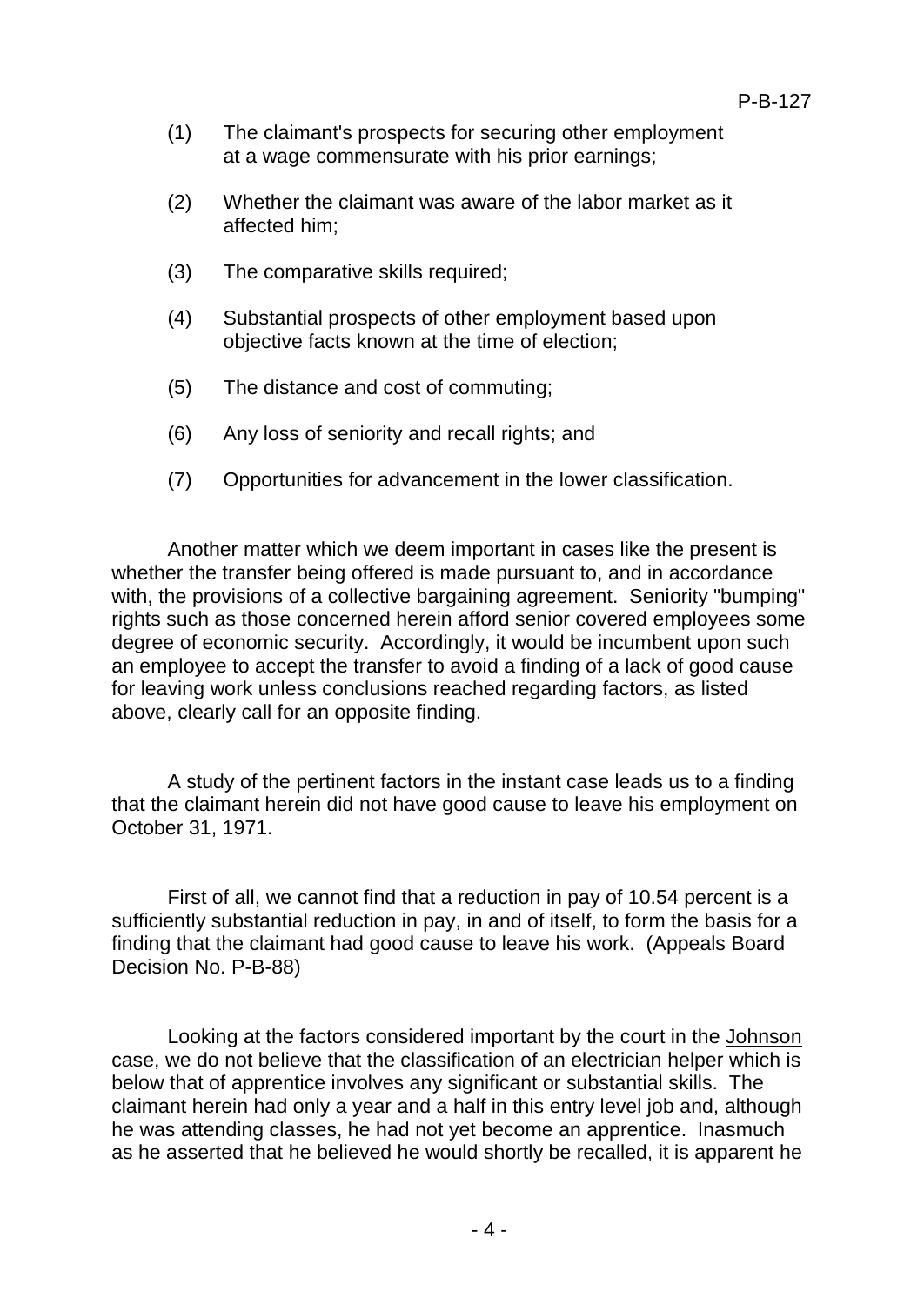(1) The claimant's prospects for securing other employment at a wage commensurate with his prior earnings;

(2) Whether the claimant was aware of the labor market as it affected him;

(3) The comparative skills required;

(4) Substantial prospects of other employment based upon objective facts known at the time of election;

(5) The distance and cost of commuting;

(6) Any loss of seniority and recall rights; and

(7) Opportunities for advancement in the lower classification.

Another matter which we deem important in cases like the present is whether the transfer being offered is made pursuant to, and in accordance with, the provisions of a collective bargaining agreement. Seniority "bumping" rights such as those concerned herein afford senior covered employees some degree of economic security. Accordingly, it would be incumbent upon such an employee to accept the transfer to avoid a finding of a lack of good cause for leaving work unless conclusions reached regarding factors, as listed above, clearly call for an opposite finding.

A study of the pertinent factors in the instant case leads us to a finding that the claimant herein did not have good cause to leave his employment on October 31, 1971.

First of all, we cannot find that a reduction in pay of 10.54 percent is a sufficiently substantial reduction in pay, in and of itself, to form the basis for a finding that the claimant had good cause to leave his work. (Appeals Board Decision No. P-B-88)

Looking at the factors considered important by the court in the Johnson case, we do not believe that the classification of an electrician helper which is below that of apprentice involves any significant or substantial skills. The claimant herein had only a year and a half in this entry level job and, although he was attending classes, he had not yet become an apprentice. Inasmuch as he asserted that he believed he would shortly be recalled, it is apparent he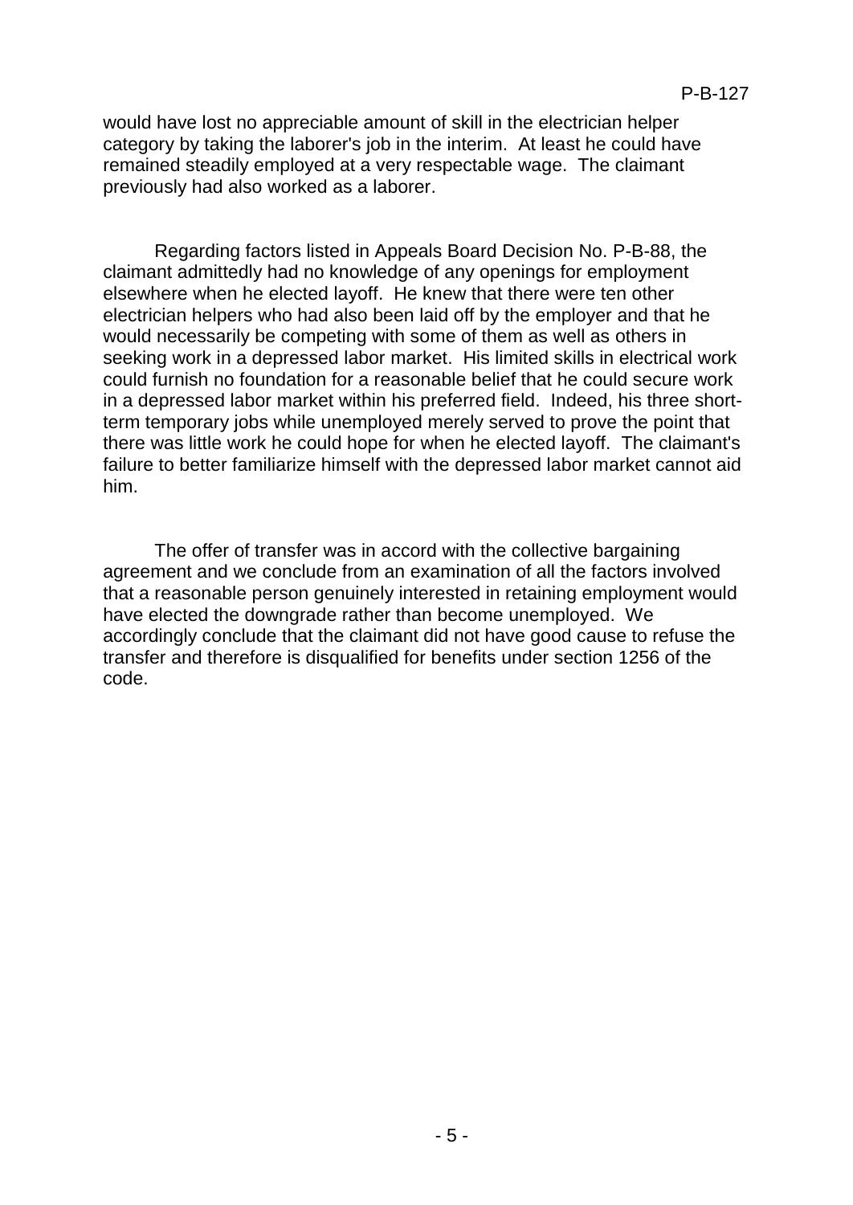would have lost no appreciable amount of skill in the electrician helper category by taking the laborer's job in the interim. At least he could have remained steadily employed at a very respectable wage. The claimant previously had also worked as a laborer.

Regarding factors listed in Appeals Board Decision No. P-B-88, the claimant admittedly had no knowledge of any openings for employment elsewhere when he elected layoff. He knew that there were ten other electrician helpers who had also been laid off by the employer and that he would necessarily be competing with some of them as well as others in seeking work in a depressed labor market. His limited skills in electrical work could furnish no foundation for a reasonable belief that he could secure work in a depressed labor market within his preferred field. Indeed, his three short-term temporary jobs while unemployed merely served to prove the point that there was little work he could hope for when he elected layoff. The claimant's failure to better familiarize himself with the depressed labor market cannot aid him.

The offer of transfer was in accord with the collective bargaining agreement and we conclude from an examination of all the factors involved that a reasonable person genuinely interested in retaining employment would have elected the downgrade rather than become unemployed. We accordingly conclude that the claimant did not have good cause to refuse the transfer and therefore is disqualified for benefits under section 1256 of the code.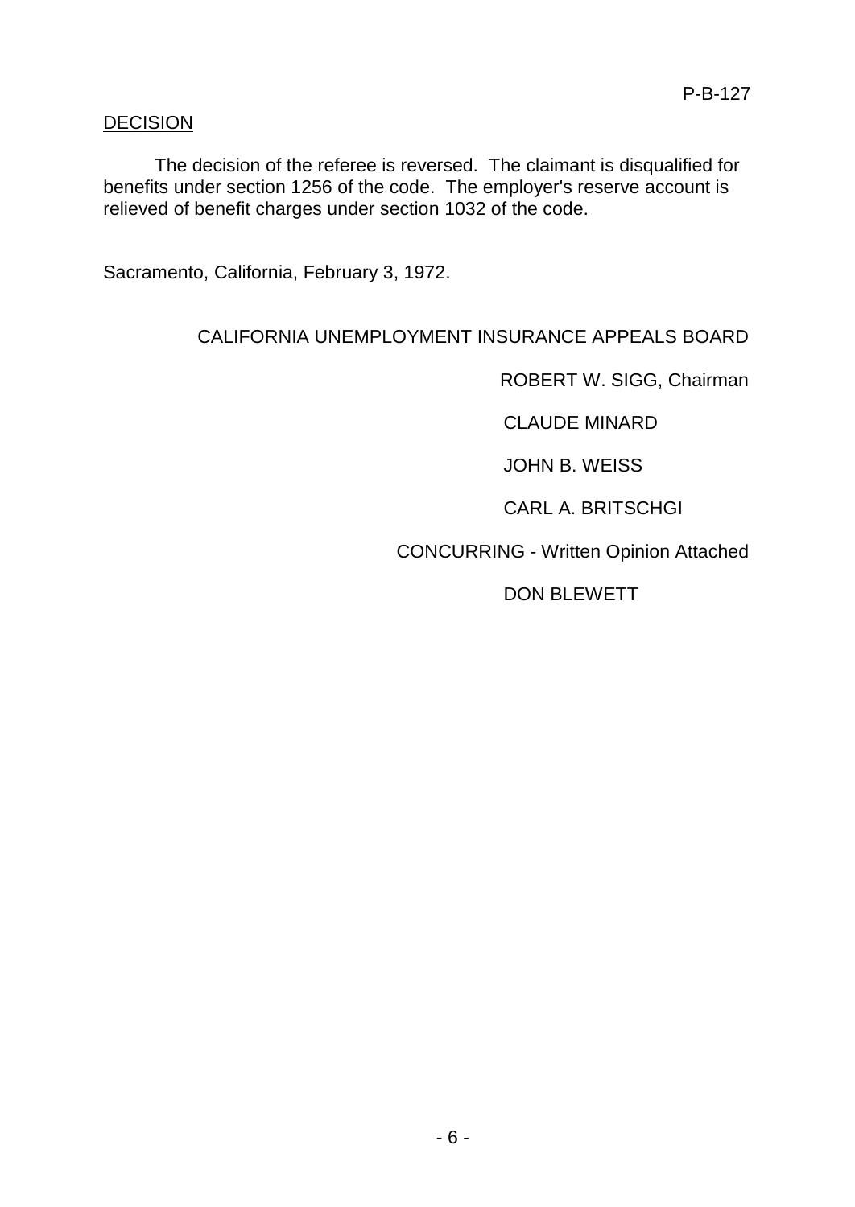## DECISION

The decision of the referee is reversed. The claimant is disqualified for benefits under section 1256 of the code. The employer's reserve account is relieved of benefit charges under section 1032 of the code.

Sacramento, California, February 3, 1972.

CALIFORNIA UNEMPLOYMENT INSURANCE APPEALS BOARD

ROBERT W. SIGG, Chairman

CLAUDE MINARD

JOHN B. WEISS

CARL A. BRITSCHGI

CONCURRING - Written Opinion Attached

DON BLEWETT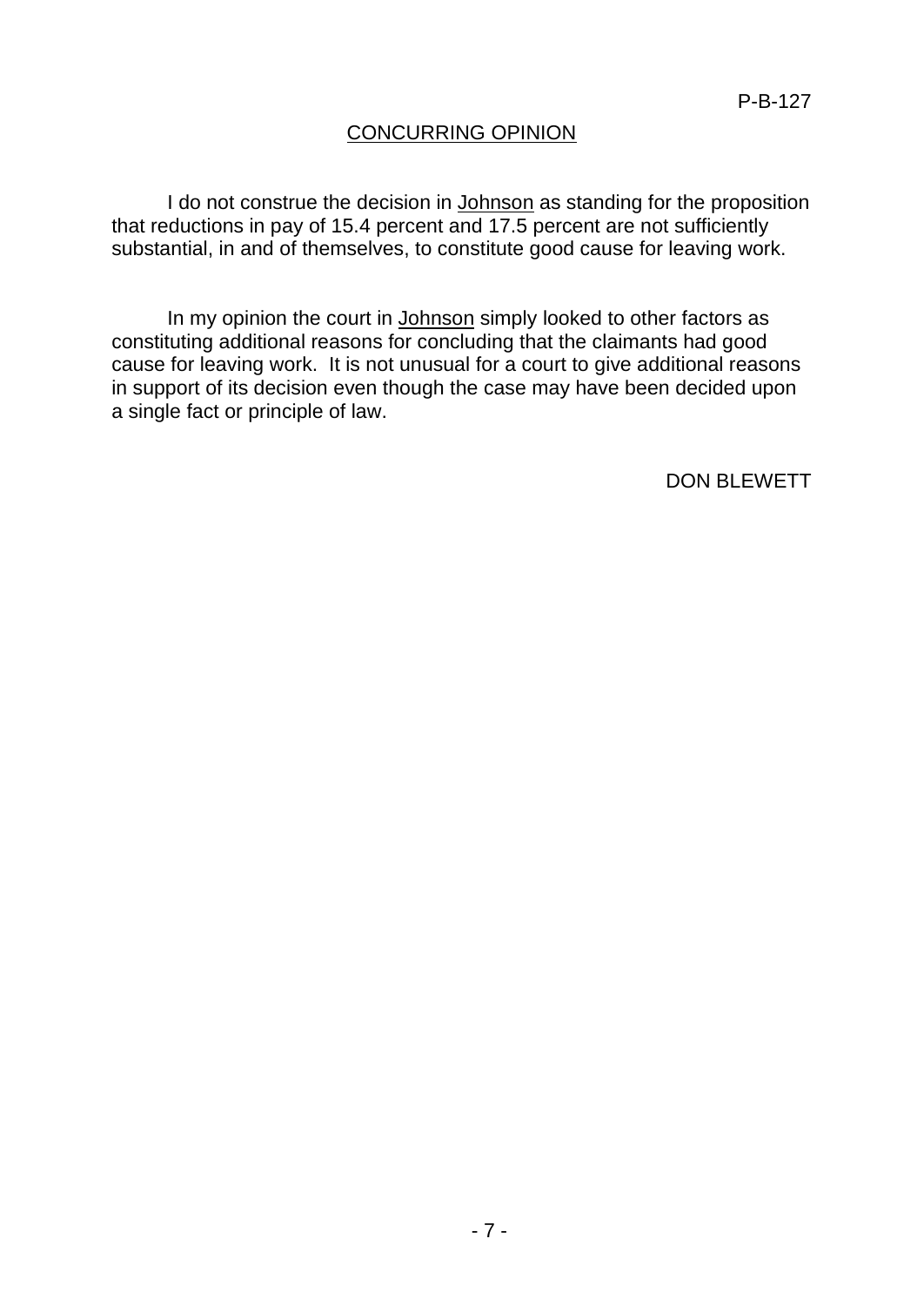P-B-127

## CONCURRING OPINION

I do not construe the decision in Johnson as standing for the proposition that reductions in pay of 15.4 percent and 17.5 percent are not sufficiently substantial, in and of themselves, to constitute good cause for leaving work.

In my opinion the court in Johnson simply looked to other factors as constituting additional reasons for concluding that the claimants had good cause for leaving work. It is not unusual for a court to give additional reasons in support of its decision even though the case may have been decided upon a single fact or principle of law.

DON BLEWETT